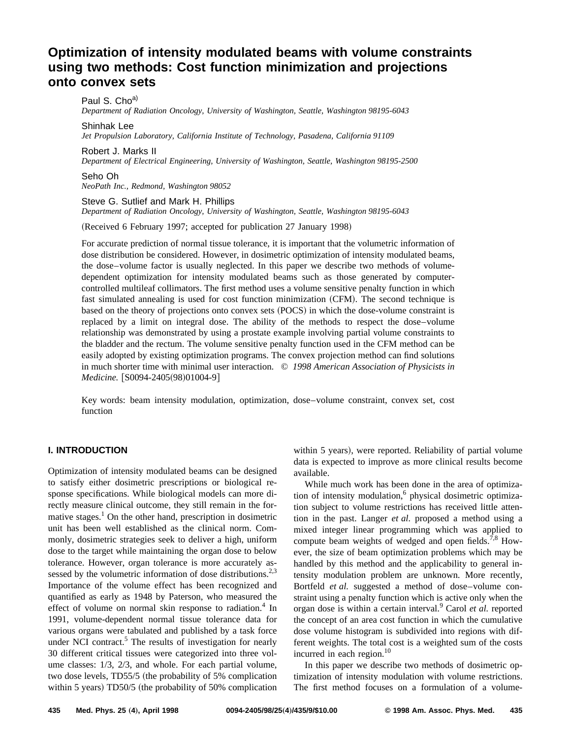# Optimization of intensity modulated beams with volume constraints using two methods: Cost function minimization and projections onto convex sets

Paul S. Cho[a)]
*Department of Radiation Oncology, University of Washington, Seattle, Washington 98195-6043*

Shinhak Lee
*Jet Propulsion Laboratory, California Institute of Technology, Pasadena, California 91109*

Robert J. Marks II
*Department of Electrical Engineering, University of Washington, Seattle, Washington 98195-2500*

Seho Oh
*NeoPath Inc., Redmond, Washington 98052*

Steve G. Sutlief and Mark H. Phillips
*Department of Radiation Oncology, University of Washington, Seattle, Washington 98195-6043*

(Received 6 February 1997; accepted for publication 27 January 1998)

For accurate prediction of normal tissue tolerance, it is important that the volumetric information of dose distribution be considered. However, in dosimetric optimization of intensity modulated beams, the dose–volume factor is usually neglected. In this paper we describe two methods of volume-dependent optimization for intensity modulated beams such as those generated by computer-controlled multileaf collimators. The first method uses a volume sensitive penalty function in which fast simulated annealing is used for cost function minimization (CFM). The second technique is based on the theory of projections onto convex sets (POCS) in which the dose-volume constraint is replaced by a limit on integral dose. The ability of the methods to respect the dose–volume relationship was demonstrated by using a prostate example involving partial volume constraints to the bladder and the rectum. The volume sensitive penalty function used in the CFM method can be easily adopted by existing optimization programs. The convex projection method can find solutions in much shorter time with minimal user interaction. © *1998 American Association of Physicists in Medicine.* [S0094-2405(98)01004-9]

Key words: beam intensity modulation, optimization, dose–volume constraint, convex set, cost function

## I. INTRODUCTION

Optimization of intensity modulated beams can be designed to satisfy either dosimetric prescriptions or biological response specifications. While biological models can more directly measure clinical outcome, they still remain in the formative stages.[1] On the other hand, prescription in dosimetric unit has been well established as the clinical norm. Commonly, dosimetric strategies seek to deliver a high, uniform dose to the target while maintaining the organ dose to below tolerance. However, organ tolerance is more accurately assessed by the volumetric information of dose distributions.[2,3] Importance of the volume effect has been recognized and quantified as early as 1948 by Paterson, who measured the effect of volume on normal skin response to radiation.[4] In 1991, volume-dependent normal tissue tolerance data for various organs were tabulated and published by a task force under NCI contract.[5] The results of investigation for nearly 30 different critical tissues were categorized into three volume classes: 1/3, 2/3, and whole. For each partial volume, two dose levels, TD55/5 (the probability of 5% complication within 5 years) TD50/5 (the probability of 50% complication within 5 years), were reported. Reliability of partial volume data is expected to improve as more clinical results become available.

While much work has been done in the area of optimization of intensity modulation,[6] physical dosimetric optimization subject to volume restrictions has received little attention in the past. Langer *et al.* proposed a method using a mixed integer linear programming which was applied to compute beam weights of wedged and open fields.[7,8] However, the size of beam optimization problems which may be handled by this method and the applicability to general intensity modulation problem are unknown. More recently, Bortfeld *et al.* suggested a method of dose–volume constraint using a penalty function which is active only when the organ dose is within a certain interval.[9] Carol *et al.* reported the concept of an area cost function in which the cumulative dose volume histogram is subdivided into regions with different weights. The total cost is a weighted sum of the costs incurred in each region.[10]

In this paper we describe two methods of dosimetric optimization of intensity modulation with volume restrictions. The first method focuses on a formulation of a volume-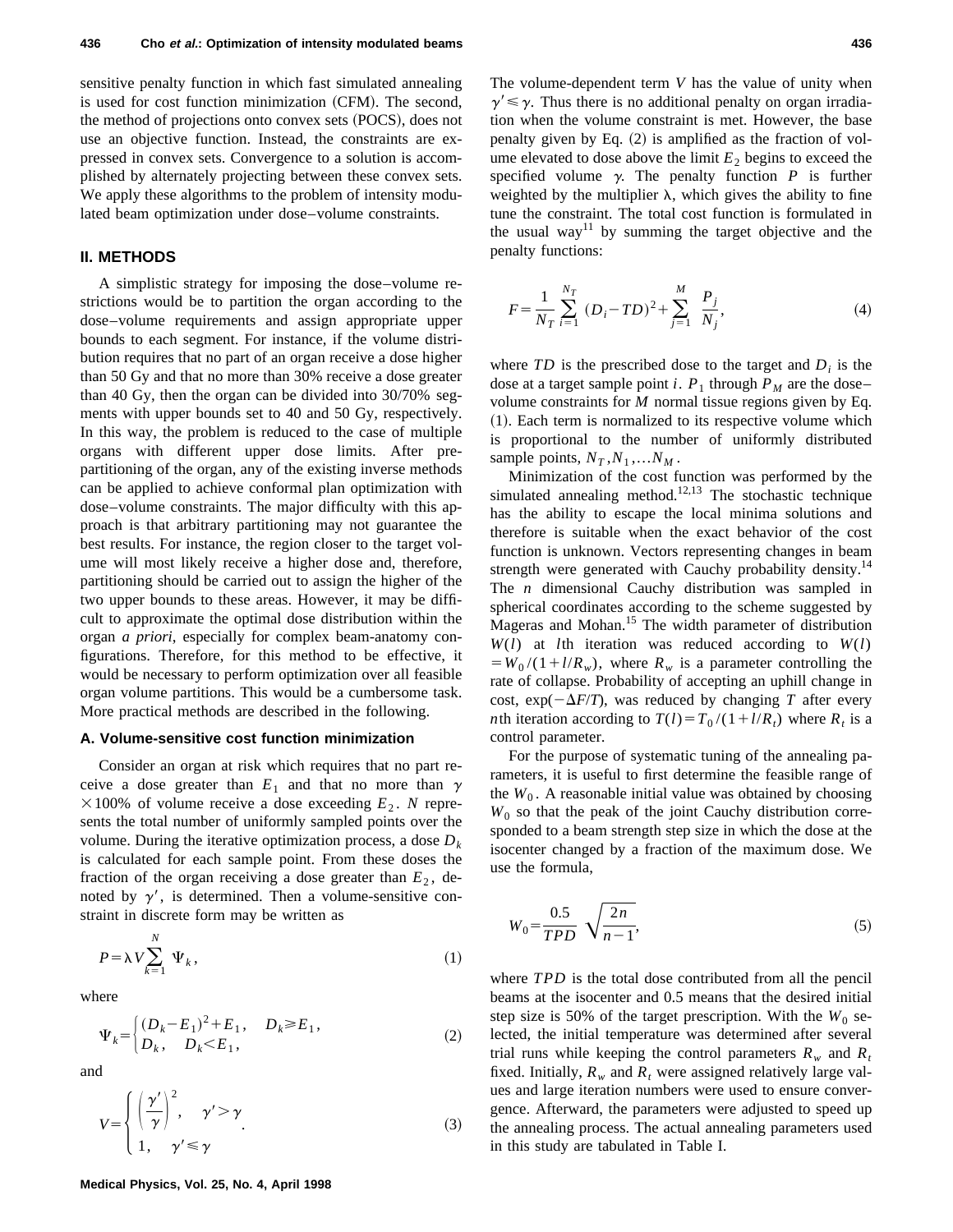sensitive penalty function in which fast simulated annealing is used for cost function minimization (CFM). The second, the method of projections onto convex sets (POCS), does not use an objective function. Instead, the constraints are expressed in convex sets. Convergence to a solution is accomplished by alternately projecting between these convex sets. We apply these algorithms to the problem of intensity modulated beam optimization under dose–volume constraints.

## II. METHODS

A simplistic strategy for imposing the dose–volume restrictions would be to partition the organ according to the dose–volume requirements and assign appropriate upper bounds to each segment. For instance, if the volume distribution requires that no part of an organ receive a dose higher than 50 Gy and that no more than 30% receive a dose greater than 40 Gy, then the organ can be divided into 30/70% segments with upper bounds set to 40 and 50 Gy, respectively. In this way, the problem is reduced to the case of multiple organs with different upper dose limits. After prepartitioning of the organ, any of the existing inverse methods can be applied to achieve conformal plan optimization with dose–volume constraints. The major difficulty with this approach is that arbitrary partitioning may not guarantee the best results. For instance, the region closer to the target volume will most likely receive a higher dose and, therefore, partitioning should be carried out to assign the higher of the two upper bounds to these areas. However, it may be difficult to approximate the optimal dose distribution within the organ *a priori*, especially for complex beam-anatomy configurations. Therefore, for this method to be effective, it would be necessary to perform optimization over all feasible organ volume partitions. This would be a cumbersome task. More practical methods are described in the following.

### A. Volume-sensitive cost function minimization

Consider an organ at risk which requires that no part receive a dose greater than $E_1$ and that no more than $\gamma \times 100\%$ of volume receive a dose exceeding $E_2$. $N$ represents the total number of uniformly sampled points over the volume. During the iterative optimization process, a dose $D_k$ is calculated for each sample point. From these doses the fraction of the organ receiving a dose greater than $E_2$, denoted by $\gamma'$, is determined. Then a volume-sensitive constraint in discrete form may be written as

$$P = \lambda V \sum_{k=1}^{N} \Psi_k, \tag{1}$$

where

$$\Psi_k = \begin{cases} (D_k - E_1)^2 + E_1, & D_k \geq E_1, \\ D_k, & D_k < E_1, \end{cases} \tag{2}$$

and

$$V = \begin{cases} \left(\dfrac{\gamma'}{\gamma}\right)^2, & \gamma' > \gamma \\ 1, & \gamma' \leq \gamma \end{cases}. \tag{3}$$

The volume-dependent term $V$ has the value of unity when $\gamma' \leq \gamma$. Thus there is no additional penalty on organ irradiation when the volume constraint is met. However, the base penalty given by Eq. (2) is amplified as the fraction of volume elevated to dose above the limit $E_2$ begins to exceed the specified volume $\gamma$. The penalty function $P$ is further weighted by the multiplier $\lambda$, which gives the ability to fine tune the constraint. The total cost function is formulated in the usual way[11] by summing the target objective and the penalty functions:

$$F = \frac{1}{N_T} \sum_{i=1}^{N_T} (D_i - TD)^2 + \sum_{j=1}^{M} \frac{P_j}{N_j}, \tag{4}$$

where $TD$ is the prescribed dose to the target and $D_i$ is the dose at a target sample point $i$. $P_1$ through $P_M$ are the dose–volume constraints for $M$ normal tissue regions given by Eq. (1). Each term is normalized to its respective volume which is proportional to the number of uniformly distributed sample points, $N_T, N_1, \ldots N_M$.

Minimization of the cost function was performed by the simulated annealing method.[12,13] The stochastic technique has the ability to escape the local minima solutions and therefore is suitable when the exact behavior of the cost function is unknown. Vectors representing changes in beam strength were generated with Cauchy probability density.[14] The $n$ dimensional Cauchy distribution was sampled in spherical coordinates according to the scheme suggested by Mageras and Mohan.[15] The width parameter of distribution $W(l)$ at $l$th iteration was reduced according to $W(l) = W_0/(1 + l/R_w)$, where $R_w$ is a parameter controlling the rate of collapse. Probability of accepting an uphill change in cost, $\exp(-\Delta F/T)$, was reduced by changing $T$ after every $n$th iteration according to $T(l) = T_0/(1 + l/R_t)$ where $R_t$ is a control parameter.

For the purpose of systematic tuning of the annealing parameters, it is useful to first determine the feasible range of the $W_0$. A reasonable initial value was obtained by choosing $W_0$ so that the peak of the joint Cauchy distribution corresponded to a beam strength step size in which the dose at the isocenter changed by a fraction of the maximum dose. We use the formula,

$$W_0 = \frac{0.5}{TPD} \sqrt{\frac{2n}{n-1}}, \tag{5}$$

where $TPD$ is the total dose contributed from all the pencil beams at the isocenter and 0.5 means that the desired initial step size is 50% of the target prescription. With the $W_0$ selected, the initial temperature was determined after several trial runs while keeping the control parameters $R_w$ and $R_t$ fixed. Initially, $R_w$ and $R_t$ were assigned relatively large values and large iteration numbers were used to ensure convergence. Afterward, the parameters were adjusted to speed up the annealing process. The actual annealing parameters used in this study are tabulated in Table I.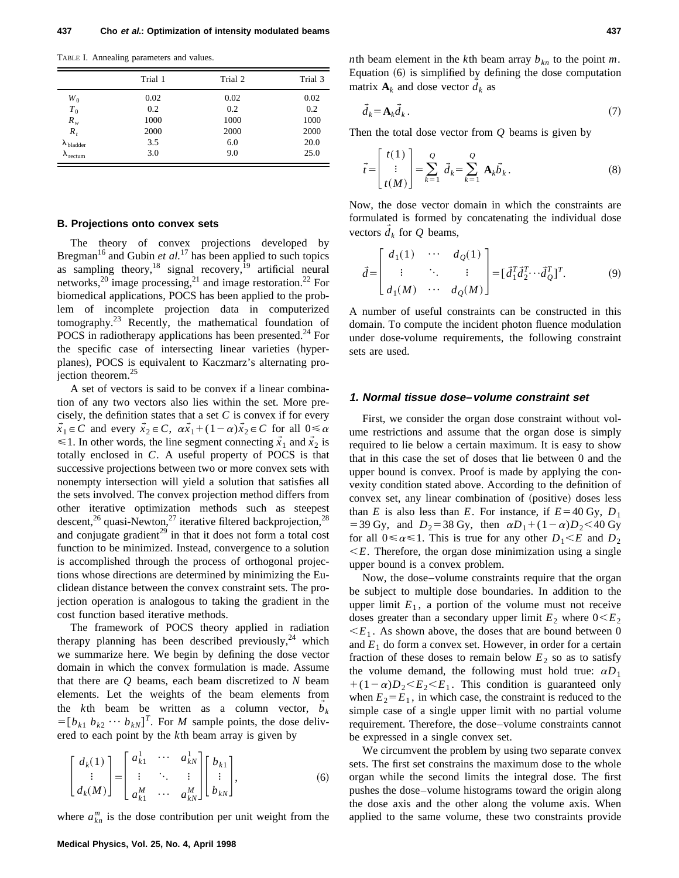TABLE I. Annealing parameters and values.

| | Trial 1 | Trial 2 | Trial 3 |
|---|---|---|---|
| $W_0$ | 0.02 | 0.02 | 0.02 |
| $T_0$ | 0.2 | 0.2 | 0.2 |
| $R_w$ | 1000 | 1000 | 1000 |
| $R_t$ | 2000 | 2000 | 2000 |
| $\lambda_{\text{bladder}}$ | 3.5 | 6.0 | 20.0 |
| $\lambda_{\text{rectum}}$ | 3.0 | 9.0 | 25.0 |

### B. Projections onto convex sets

The theory of convex projections developed by Bregman[16] and Gubin *et al.*[17] has been applied to such topics as sampling theory,[18] signal recovery,[19] artificial neural networks,[20] image processing,[21] and image restoration.[22] For biomedical applications, POCS has been applied to the problem of incomplete projection data in computerized tomography.[23] Recently, the mathematical foundation of POCS in radiotherapy applications has been presented.[24] For the specific case of intersecting linear varieties (hyperplanes), POCS is equivalent to Kaczmarz's alternating projection theorem.[25]

A set of vectors is said to be convex if a linear combination of any two vectors also lies within the set. More precisely, the definition states that a set $C$ is convex if for every $\vec{x}_1 \in C$ and every $\vec{x}_2 \in C$, $\alpha\vec{x}_1 + (1-\alpha)\vec{x}_2 \in C$ for all $0 \leqslant \alpha \leqslant 1$. In other words, the line segment connecting $\vec{x}_1$ and $\vec{x}_2$ is totally enclosed in $C$. A useful property of POCS is that successive projections between two or more convex sets with nonempty intersection will yield a solution that satisfies all the sets involved. The convex projection method differs from other iterative optimization methods such as steepest descent,[26] quasi-Newton,[27] iterative filtered backprojection,[28] and conjugate gradient[29] in that it does not form a total cost function to be minimized. Instead, convergence to a solution is accomplished through the process of orthogonal projections whose directions are determined by minimizing the Euclidean distance between the convex constraint sets. The projection operation is analogous to taking the gradient in the cost function based iterative methods.

The framework of POCS theory applied in radiation therapy planning has been described previously,[24] which we summarize here. We begin by defining the dose vector domain in which the convex formulation is made. Assume that there are $Q$ beams, each beam discretized to $N$ beam elements. Let the weights of the beam elements from the $k$th beam be written as a column vector, $\vec{b}_k = [b_{k1}\ b_{k2} \cdots b_{kN}]^T$. For $M$ sample points, the dose delivered to each point by the $k$th beam array is given by

$$\begin{bmatrix} d_k(1) \\ \vdots \\ d_k(M) \end{bmatrix} = \begin{bmatrix} a_{k1}^1 & \cdots & a_{kN}^1 \\ \vdots & \ddots & \vdots \\ a_{k1}^M & \cdots & a_{kN}^M \end{bmatrix} \begin{bmatrix} b_{k1} \\ \vdots \\ b_{kN} \end{bmatrix}, \tag{6}$$

where $a_{kn}^m$ is the dose contribution per unit weight from the $n$th beam element in the $k$th beam array $b_{kn}$ to the point $m$. Equation (6) is simplified by defining the dose computation matrix $\mathbf{A}_k$ and dose vector $\vec{d}_k$ as

$$\vec{d}_k = \mathbf{A}_k \vec{d}_k. \tag{7}$$

Then the total dose vector from $Q$ beams is given by

$$\vec{t} = \begin{bmatrix} t(1) \\ \vdots \\ t(M) \end{bmatrix} = \sum_{k=1}^{Q} \vec{d}_k = \sum_{k=1}^{Q} \mathbf{A}_k \vec{b}_k. \tag{8}$$

Now, the dose vector domain in which the constraints are formulated is formed by concatenating the individual dose vectors $\vec{d}_k$ for $Q$ beams,

$$\vec{d} = \begin{bmatrix} d_1(1) & \cdots & d_Q(1) \\ \vdots & \ddots & \vdots \\ d_1(M) & \cdots & d_Q(M) \end{bmatrix} = [\vec{d}_1^T \vec{d}_2^T \cdots \vec{d}_Q^T]^T. \tag{9}$$

A number of useful constraints can be constructed in this domain. To compute the incident photon fluence modulation under dose-volume requirements, the following constraint sets are used.

#### 1. Normal tissue dose–volume constraint set

First, we consider the organ dose constraint without volume restrictions and assume that the organ dose is simply required to lie below a certain maximum. It is easy to show that in this case the set of doses that lie between 0 and the upper bound is convex. Proof is made by applying the convexity condition stated above. According to the definition of convex set, any linear combination of (positive) doses less than $E$ is also less than $E$. For instance, if $E = 40$ Gy, $D_1 = 39$ Gy, and $D_2 = 38$ Gy, then $\alpha D_1 + (1-\alpha)D_2 < 40$ Gy for all $0 \leqslant \alpha \leqslant 1$. This is true for any other $D_1 < E$ and $D_2 < E$. Therefore, the organ dose minimization using a single upper bound is a convex problem.

Now, the dose–volume constraints require that the organ be subject to multiple dose boundaries. In addition to the upper limit $E_1$, a portion of the volume must not receive doses greater than a secondary upper limit $E_2$ where $0 < E_2 < E_1$. As shown above, the doses that are bound between 0 and $E_1$ do form a convex set. However, in order for a certain fraction of these doses to remain below $E_2$ so as to satisfy the volume demand, the following must hold true: $\alpha D_1 + (1-\alpha)D_2 < E_2 < E_1$. This condition is guaranteed only when $E_2 = E_1$, in which case, the constraint is reduced to the simple case of a single upper limit with no partial volume requirement. Therefore, the dose–volume constraints cannot be expressed in a single convex set.

We circumvent the problem by using two separate convex sets. The first set constrains the maximum dose to the whole organ while the second limits the integral dose. The first pushes the dose–volume histograms toward the origin along the dose axis and the other along the volume axis. When applied to the same volume, these two constraints provide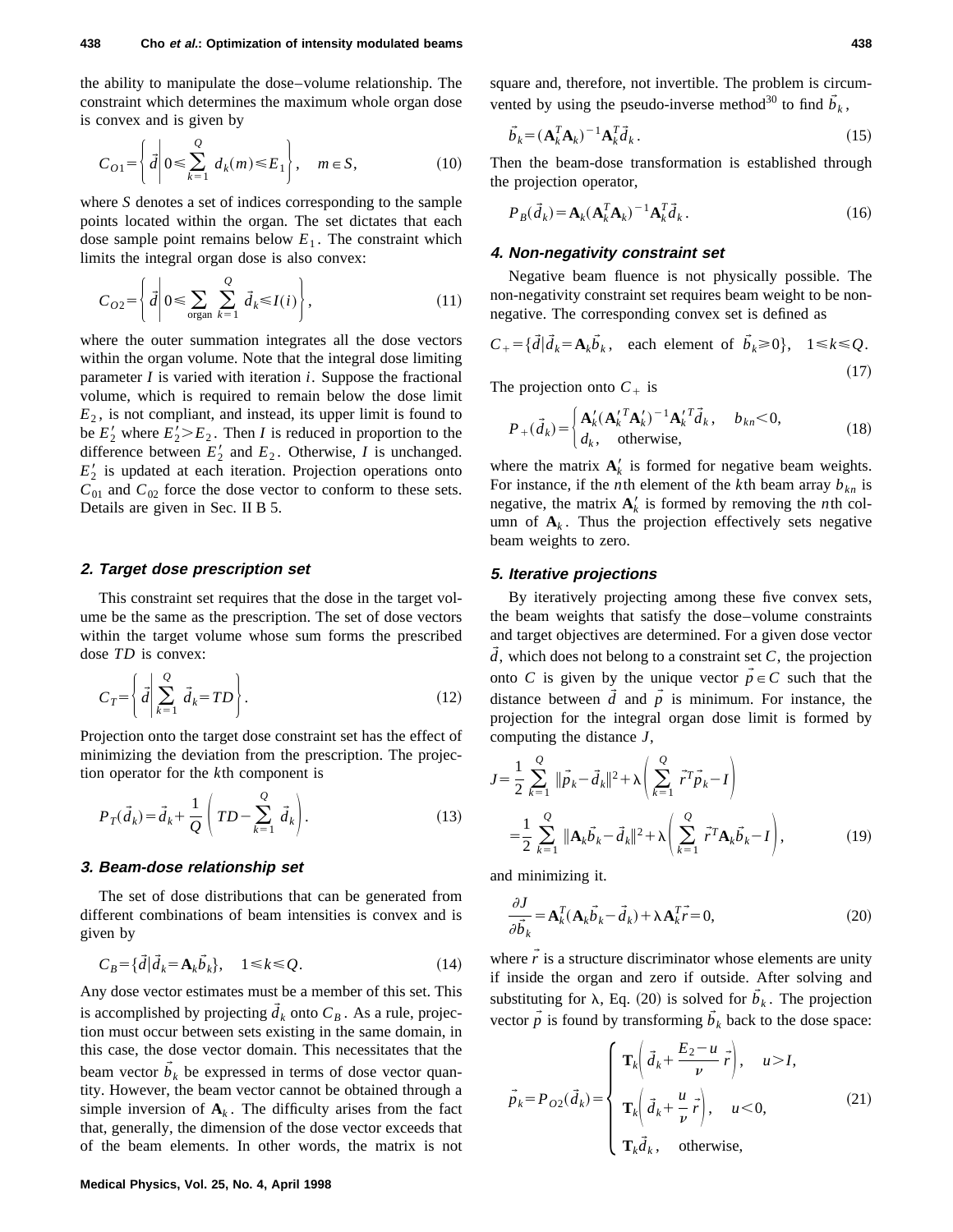the ability to manipulate the dose–volume relationship. The constraint which determines the maximum whole organ dose is convex and is given by

$$C_{O1}=\left\{ \vec{d} \,\middle|\, 0\leq \sum_{k=1}^{Q} d_k(m)\leq E_1 \right\},\quad m\in S, \tag{10}$$

where $S$ denotes a set of indices corresponding to the sample points located within the organ. The set dictates that each dose sample point remains below $E_1$. The constraint which limits the integral organ dose is also convex:

$$C_{O2}=\left\{ \vec{d} \,\middle|\, 0\leq \sum_{\text{organ}} \sum_{k=1}^{Q} \vec{d}_k \leq I(i) \right\}, \tag{11}$$

where the outer summation integrates all the dose vectors within the organ volume. Note that the integral dose limiting parameter $I$ is varied with iteration $i$. Suppose the fractional volume, which is required to remain below the dose limit $E_2$, is not compliant, and instead, its upper limit is found to be $E_2'$ where $E_2'>E_2$. Then $I$ is reduced in proportion to the difference between $E_2'$ and $E_2$. Otherwise, $I$ is unchanged. $E_2'$ is updated at each iteration. Projection operations onto $C_{01}$ and $C_{02}$ force the dose vector to conform to these sets. Details are given in Sec. II B 5.

#### 2. Target dose prescription set

This constraint set requires that the dose in the target volume be the same as the prescription. The set of dose vectors within the target volume whose sum forms the prescribed dose $TD$ is convex:

$$C_T=\left\{ \vec{d} \,\middle|\, \sum_{k=1}^{Q} \vec{d}_k = TD \right\}. \tag{12}$$

Projection onto the target dose constraint set has the effect of minimizing the deviation from the prescription. The projection operator for the $k$th component is

$$P_T(\vec{d}_k)=\vec{d}_k+\frac{1}{Q}\left( TD-\sum_{k=1}^{Q}\vec{d}_k \right). \tag{13}$$

#### 3. Beam-dose relationship set

The set of dose distributions that can be generated from different combinations of beam intensities is convex and is given by

$$C_B=\{\vec{d}\,|\,\vec{d}_k=\mathbf{A}_k\vec{b}_k\},\quad 1\leq k\leq Q. \tag{14}$$

Any dose vector estimates must be a member of this set. This is accomplished by projecting $\vec{d}_k$ onto $C_B$. As a rule, projection must occur between sets existing in the same domain, in this case, the dose vector domain. This necessitates that the beam vector $\vec{b}_k$ be expressed in terms of dose vector quantity. However, the beam vector cannot be obtained through a simple inversion of $\mathbf{A}_k$. The difficulty arises from the fact that, generally, the dimension of the dose vector exceeds that of the beam elements. In other words, the matrix is not square and, therefore, not invertible. The problem is circumvented by using the pseudo-inverse method[30] to find $\vec{b}_k$,

$$\vec{b}_k=(\mathbf{A}_k^T\mathbf{A}_k)^{-1}\mathbf{A}_k^T\vec{d}_k. \tag{15}$$

Then the beam-dose transformation is established through the projection operator,

$$P_B(\vec{d}_k)=\mathbf{A}_k(\mathbf{A}_k^T\mathbf{A}_k)^{-1}\mathbf{A}_k^T\vec{d}_k. \tag{16}$$

#### 4. Non-negativity constraint set

Negative beam fluence is not physically possible. The non-negativity constraint set requires beam weight to be non-negative. The corresponding convex set is defined as

$$C_+=\{\vec{d}\,|\,\vec{d}_k=\mathbf{A}_k\vec{b}_k,\quad \text{each element of } \vec{b}_k\geq 0\},\quad 1\leq k\leq Q. \tag{17}$$

The projection onto $C_+$ is

$$P_+(\vec{d}_k)=\begin{cases} \mathbf{A}_k'(\mathbf{A}_k'^T\mathbf{A}_k')^{-1}\mathbf{A}_k'^T\vec{d}_k, & b_{kn}<0,\\ d_k, & \text{otherwise}, \end{cases} \tag{18}$$

where the matrix $\mathbf{A}_k'$ is formed for negative beam weights. For instance, if the $n$th element of the $k$th beam array $b_{kn}$ is negative, the matrix $\mathbf{A}_k'$ is formed by removing the $n$th column of $\mathbf{A}_k$. Thus the projection effectively sets negative beam weights to zero.

#### 5. Iterative projections

By iteratively projecting among these five convex sets, the beam weights that satisfy the dose–volume constraints and target objectives are determined. For a given dose vector $\vec{d}$, which does not belong to a constraint set $C$, the projection onto $C$ is given by the unique vector $\vec{p}\in C$ such that the distance between $\vec{d}$ and $\vec{p}$ is minimum. For instance, the projection for the integral organ dose limit is formed by computing the distance $J$,

$$\begin{aligned} J&=\frac{1}{2}\sum_{k=1}^{Q}\|\vec{p}_k-\vec{d}_k\|^2+\lambda\left(\sum_{k=1}^{Q}\vec{r}^T\vec{p}_k-I\right)\\ &=\frac{1}{2}\sum_{k=1}^{Q}\|\mathbf{A}_k\vec{b}_k-\vec{d}_k\|^2+\lambda\left(\sum_{k=1}^{Q}\vec{r}^T\mathbf{A}_k\vec{b}_k-I\right), \end{aligned} \tag{19}$$

and minimizing it.

$$\frac{\partial J}{\partial \vec{b}_k}=\mathbf{A}_k^T(\mathbf{A}_k\vec{b}_k-\vec{d}_k)+\lambda\mathbf{A}_k^T\vec{r}=0, \tag{20}$$

where $\vec{r}$ is a structure discriminator whose elements are unity if inside the organ and zero if outside. After solving and substituting for $\lambda$, Eq. (20) is solved for $\vec{b}_k$. The projection vector $\vec{p}$ is found by transforming $\vec{b}_k$ back to the dose space:

$$\vec{p}_k=P_{O2}(\vec{d}_k)=\begin{cases} \mathbf{T}_k\left(\vec{d}_k+\dfrac{E_2-u}{\nu}\vec{r}\right), & u>I,\\[2ex] \mathbf{T}_k\left(\vec{d}_k+\dfrac{u}{\nu}\vec{r}\right), & u<0,\\[2ex] \mathbf{T}_k\vec{d}_k, & \text{otherwise}, \end{cases} \tag{21}$$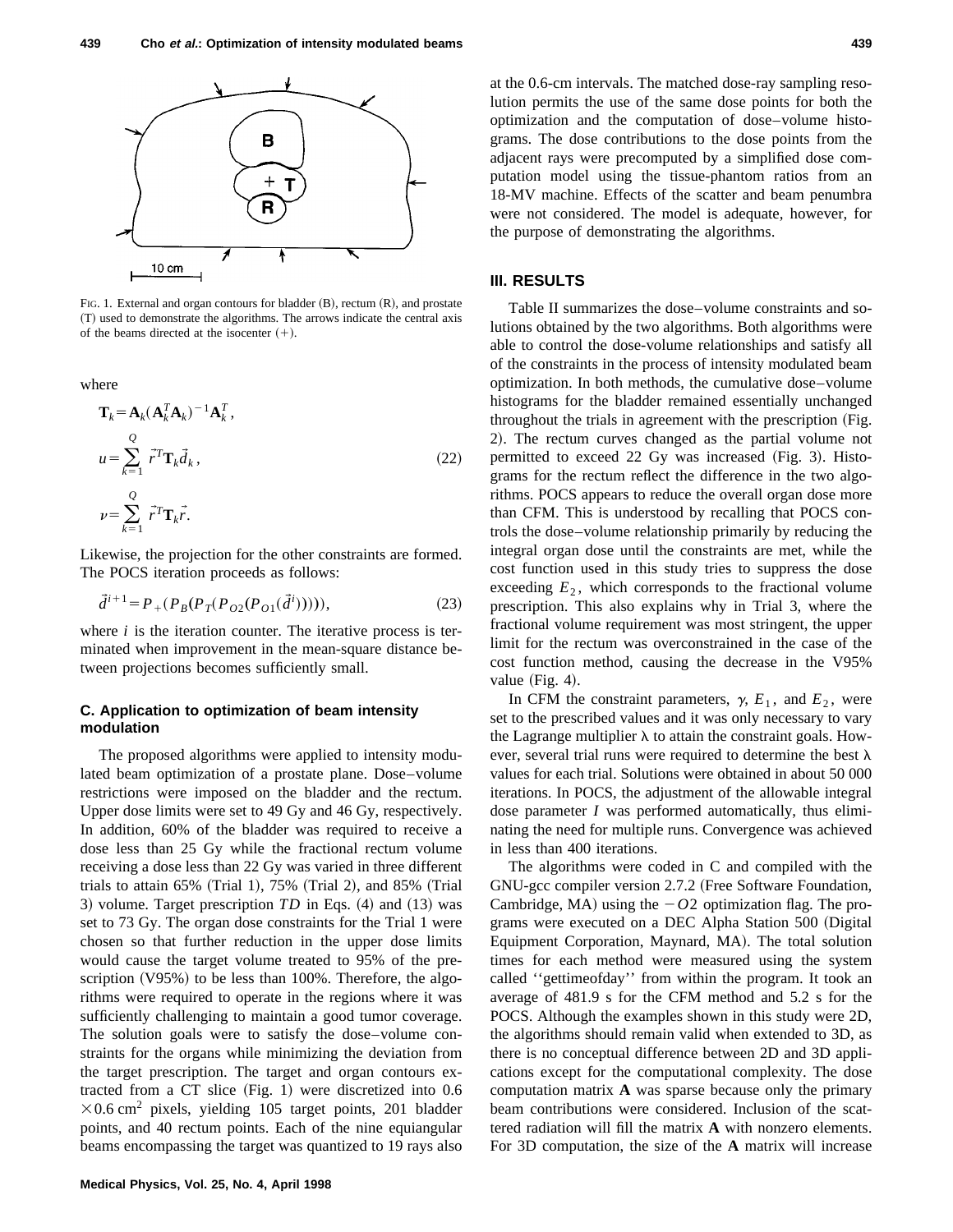FIG. 1. External and organ contours for bladder (B), rectum (R), and prostate (T) used to demonstrate the algorithms. The arrows indicate the central axis of the beams directed at the isocenter (+).

where

$$
\mathbf{T}_k = \mathbf{A}_k(\mathbf{A}_k^T\mathbf{A}_k)^{-1}\mathbf{A}_k^T,
$$

$$
u = \sum_{k=1}^{Q} \vec{r}^T \mathbf{T}_k \vec{d}_k, \tag{22}
$$

$$
\nu = \sum_{k=1}^{Q} \vec{r}^T \mathbf{T}_k \vec{r}.
$$

Likewise, the projection for the other constraints are formed. The POCS iteration proceeds as follows:

$$
\vec{d}^{i+1} = P_+(P_B(P_T(P_{O2}(P_{O1}(\vec{d}^i))))), \tag{23}
$$

where $i$ is the iteration counter. The iterative process is terminated when improvement in the mean-square distance between projections becomes sufficiently small.

### C. Application to optimization of beam intensity modulation

The proposed algorithms were applied to intensity modulated beam optimization of a prostate plane. Dose–volume restrictions were imposed on the bladder and the rectum. Upper dose limits were set to 49 Gy and 46 Gy, respectively. In addition, 60% of the bladder was required to receive a dose less than 25 Gy while the fractional rectum volume receiving a dose less than 22 Gy was varied in three different trials to attain 65% (Trial 1), 75% (Trial 2), and 85% (Trial 3) volume. Target prescription $TD$ in Eqs. (4) and (13) was set to 73 Gy. The organ dose constraints for the Trial 1 were chosen so that further reduction in the upper dose limits would cause the target volume treated to 95% of the prescription (V95%) to be less than 100%. Therefore, the algorithms were required to operate in the regions where it was sufficiently challenging to maintain a good tumor coverage. The solution goals were to satisfy the dose–volume constraints for the organs while minimizing the deviation from the target prescription. The target and organ contours extracted from a CT slice (Fig. 1) were discretized into 0.6 $\times 0.6\ \mathrm{cm}^2$ pixels, yielding 105 target points, 201 bladder points, and 40 rectum points. Each of the nine equiangular beams encompassing the target was quantized to 19 rays also at the 0.6-cm intervals. The matched dose-ray sampling resolution permits the use of the same dose points for both the optimization and the computation of dose–volume histograms. The dose contributions to the dose points from the adjacent rays were precomputed by a simplified dose computation model using the tissue-phantom ratios from an 18-MV machine. Effects of the scatter and beam penumbra were not considered. The model is adequate, however, for the purpose of demonstrating the algorithms.

## III. RESULTS

Table II summarizes the dose–volume constraints and solutions obtained by the two algorithms. Both algorithms were able to control the dose-volume relationships and satisfy all of the constraints in the process of intensity modulated beam optimization. In both methods, the cumulative dose–volume histograms for the bladder remained essentially unchanged throughout the trials in agreement with the prescription (Fig. 2). The rectum curves changed as the partial volume not permitted to exceed 22 Gy was increased (Fig. 3). Histograms for the rectum reflect the difference in the two algorithms. POCS appears to reduce the overall organ dose more than CFM. This is understood by recalling that POCS controls the dose–volume relationship primarily by reducing the integral organ dose until the constraints are met, while the cost function used in this study tries to suppress the dose exceeding $E_2$, which corresponds to the fractional volume prescription. This also explains why in Trial 3, where the fractional volume requirement was most stringent, the upper limit for the rectum was overconstrained in the case of the cost function method, causing the decrease in the V95% value (Fig. 4).

In CFM the constraint parameters, $\gamma$, $E_1$, and $E_2$, were set to the prescribed values and it was only necessary to vary the Lagrange multiplier $\lambda$ to attain the constraint goals. However, several trial runs were required to determine the best $\lambda$ values for each trial. Solutions were obtained in about 50 000 iterations. In POCS, the adjustment of the allowable integral dose parameter $I$ was performed automatically, thus eliminating the need for multiple runs. Convergence was achieved in less than 400 iterations.

The algorithms were coded in C and compiled with the GNU-gcc compiler version 2.7.2 (Free Software Foundation, Cambridge, MA) using the $-O2$ optimization flag. The programs were executed on a DEC Alpha Station 500 (Digital Equipment Corporation, Maynard, MA). The total solution times for each method were measured using the system called ''gettimeofday'' from within the program. It took an average of 481.9 s for the CFM method and 5.2 s for the POCS. Although the examples shown in this study were 2D, the algorithms should remain valid when extended to 3D, as there is no conceptual difference between 2D and 3D applications except for the computational complexity. The dose computation matrix $\mathbf{A}$ was sparse because only the primary beam contributions were considered. Inclusion of the scattered radiation will fill the matrix $\mathbf{A}$ with nonzero elements. For 3D computation, the size of the $\mathbf{A}$ matrix will increase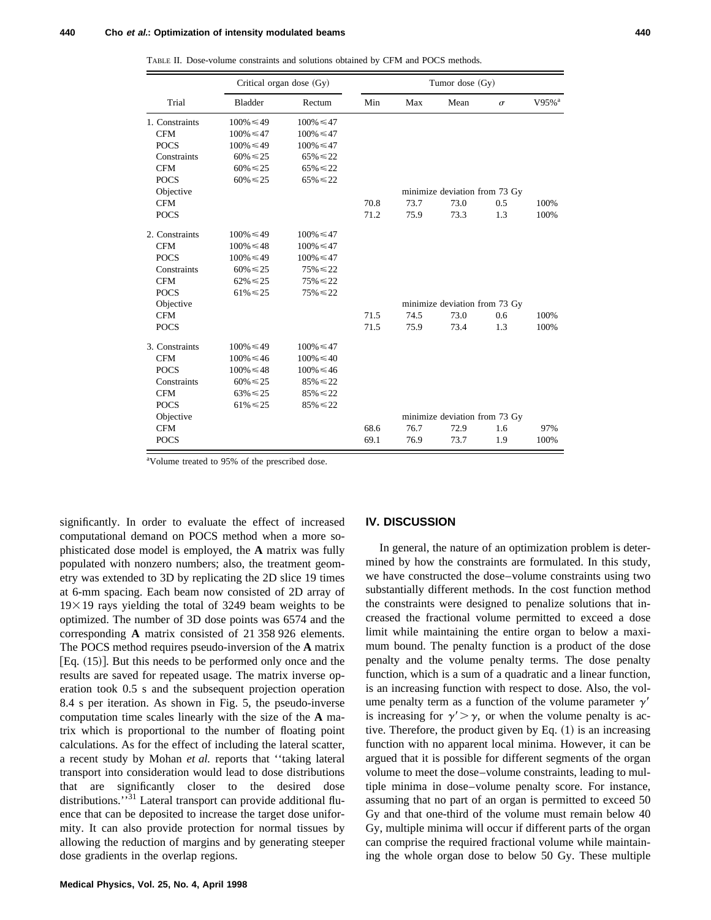TABLE II. Dose-volume constraints and solutions obtained by CFM and POCS methods.

| Trial | Critical organ dose (Gy) | | Tumor dose (Gy) | | | | |
|---|---|---|---|---|---|---|---|
| | Bladder | Rectum | Min | Max | Mean | $\sigma$ | V95%[a] |
| 1. Constraints | 100%≤49 | 100%≤47 | | | | | |
| CFM | 100%≤47 | 100%≤47 | | | | | |
| POCS | 100%≤49 | 100%≤47 | | | | | |
| Constraints | 60%≤25 | 65%≤22 | | | | | |
| CFM | 60%≤25 | 65%≤22 | | | | | |
| POCS | 60%≤25 | 65%≤22 | | | | | |
| Objective | | | minimize deviation from 73 Gy | | | | |
| CFM | | | 70.8 | 73.7 | 73.0 | 0.5 | 100% |
| POCS | | | 71.2 | 75.9 | 73.3 | 1.3 | 100% |
| 2. Constraints | 100%≤49 | 100%≤47 | | | | | |
| CFM | 100%≤48 | 100%≤47 | | | | | |
| POCS | 100%≤49 | 100%≤47 | | | | | |
| Constraints | 60%≤25 | 75%≤22 | | | | | |
| CFM | 62%≤25 | 75%≤22 | | | | | |
| POCS | 61%≤25 | 75%≤22 | | | | | |
| Objective | | | minimize deviation from 73 Gy | | | | |
| CFM | | | 71.5 | 74.5 | 73.0 | 0.6 | 100% |
| POCS | | | 71.5 | 75.9 | 73.4 | 1.3 | 100% |
| 3. Constraints | 100%≤49 | 100%≤47 | | | | | |
| CFM | 100%≤46 | 100%≤40 | | | | | |
| POCS | 100%≤48 | 100%≤46 | | | | | |
| Constraints | 60%≤25 | 85%≤22 | | | | | |
| CFM | 63%≤25 | 85%≤22 | | | | | |
| POCS | 61%≤25 | 85%≤22 | | | | | |
| Objective | | | minimize deviation from 73 Gy | | | | |
| CFM | | | 68.6 | 76.7 | 72.9 | 1.6 | 97% |
| POCS | | | 69.1 | 76.9 | 73.7 | 1.9 | 100% |

[a]Volume treated to 95% of the prescribed dose.

significantly. In order to evaluate the effect of increased computational demand on POCS method when a more sophisticated dose model is employed, the **A** matrix was fully populated with nonzero numbers; also, the treatment geometry was extended to 3D by replicating the 2D slice 19 times at 6-mm spacing. Each beam now consisted of 2D array of $19\times 19$ rays yielding the total of 3249 beam weights to be optimized. The number of 3D dose points was 6574 and the corresponding **A** matrix consisted of 21 358 926 elements. The POCS method requires pseudo-inversion of the **A** matrix [Eq. (15)]. But this needs to be performed only once and the results are saved for repeated usage. The matrix inverse operation took 0.5 s and the subsequent projection operation 8.4 s per iteration. As shown in Fig. 5, the pseudo-inverse computation time scales linearly with the size of the **A** matrix which is proportional to the number of floating point calculations. As for the effect of including the lateral scatter, a recent study by Mohan *et al.* reports that ''taking lateral transport into consideration would lead to dose distributions that are significantly closer to the desired dose distributions.''[31] Lateral transport can provide additional fluence that can be deposited to increase the target dose uniformity. It can also provide protection for normal tissues by allowing the reduction of margins and by generating steeper dose gradients in the overlap regions.

## IV. DISCUSSION

In general, the nature of an optimization problem is determined by how the constraints are formulated. In this study, we have constructed the dose–volume constraints using two substantially different methods. In the cost function method the constraints were designed to penalize solutions that increased the fractional volume permitted to exceed a dose limit while maintaining the entire organ to below a maximum bound. The penalty function is a product of the dose penalty and the volume penalty terms. The dose penalty function, which is a sum of a quadratic and a linear function, is an increasing function with respect to dose. Also, the volume penalty term as a function of the volume parameter $\gamma'$ is increasing for $\gamma' > \gamma$, or when the volume penalty is active. Therefore, the product given by Eq. (1) is an increasing function with no apparent local minima. However, it can be argued that it is possible for different segments of the organ volume to meet the dose–volume constraints, leading to multiple minima in dose–volume penalty score. For instance, assuming that no part of an organ is permitted to exceed 50 Gy and that one-third of the volume must remain below 40 Gy, multiple minima will occur if different parts of the organ can comprise the required fractional volume while maintaining the whole organ dose to below 50 Gy. These multiple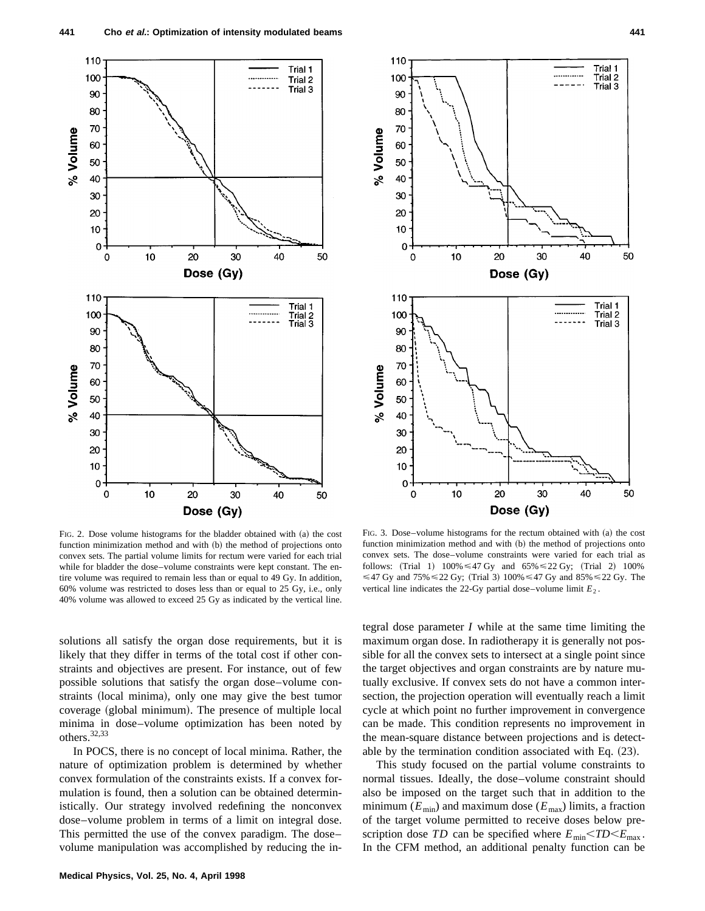FIG. 2. Dose volume histograms for the bladder obtained with (a) the cost function minimization method and with (b) the method of projections onto convex sets. The partial volume limits for rectum were varied for each trial while for bladder the dose–volume constraints were kept constant. The entire volume was required to remain less than or equal to 49 Gy. In addition, 60% volume was restricted to doses less than or equal to 25 Gy, i.e., only 40% volume was allowed to exceed 25 Gy as indicated by the vertical line.

FIG. 3. Dose–volume histograms for the rectum obtained with (a) the cost function minimization method and with (b) the method of projections onto convex sets. The dose–volume constraints were varied for each trial as follows: (Trial 1) $100\% \leq 47$ Gy and $65\% \leq 22$ Gy; (Trial 2) $100\% \leq 47$ Gy and $75\% \leq 22$ Gy; (Trial 3) $100\% \leq 47$ Gy and $85\% \leq 22$ Gy. The vertical line indicates the 22-Gy partial dose–volume limit $E_2$.

solutions all satisfy the organ dose requirements, but it is likely that they differ in terms of the total cost if other constraints and objectives are present. For instance, out of few possible solutions that satisfy the organ dose–volume constraints (local minima), only one may give the best tumor coverage (global minimum). The presence of multiple local minima in dose–volume optimization has been noted by others.[32,33]

In POCS, there is no concept of local minima. Rather, the nature of optimization problem is determined by whether convex formulation of the constraints exists. If a convex formulation is found, then a solution can be obtained deterministically. Our strategy involved redefining the nonconvex dose–volume problem in terms of a limit on integral dose. This permitted the use of the convex paradigm. The dose–volume manipulation was accomplished by reducing the integral dose parameter $I$ while at the same time limiting the maximum organ dose. In radiotherapy it is generally not possible for all the convex sets to intersect at a single point since the target objectives and organ constraints are by nature mutually exclusive. If convex sets do not have a common intersection, the projection operation will eventually reach a limit cycle at which point no further improvement in convergence can be made. This condition represents no improvement in the mean-square distance between projections and is detectable by the termination condition associated with Eq. (23).

This study focused on the partial volume constraints to normal tissues. Ideally, the dose–volume constraint should also be imposed on the target such that in addition to the minimum ($E_{\min}$) and maximum dose ($E_{\max}$) limits, a fraction of the target volume permitted to receive doses below prescription dose $TD$ can be specified where $E_{\min} < TD < E_{\max}$. In the CFM method, an additional penalty function can be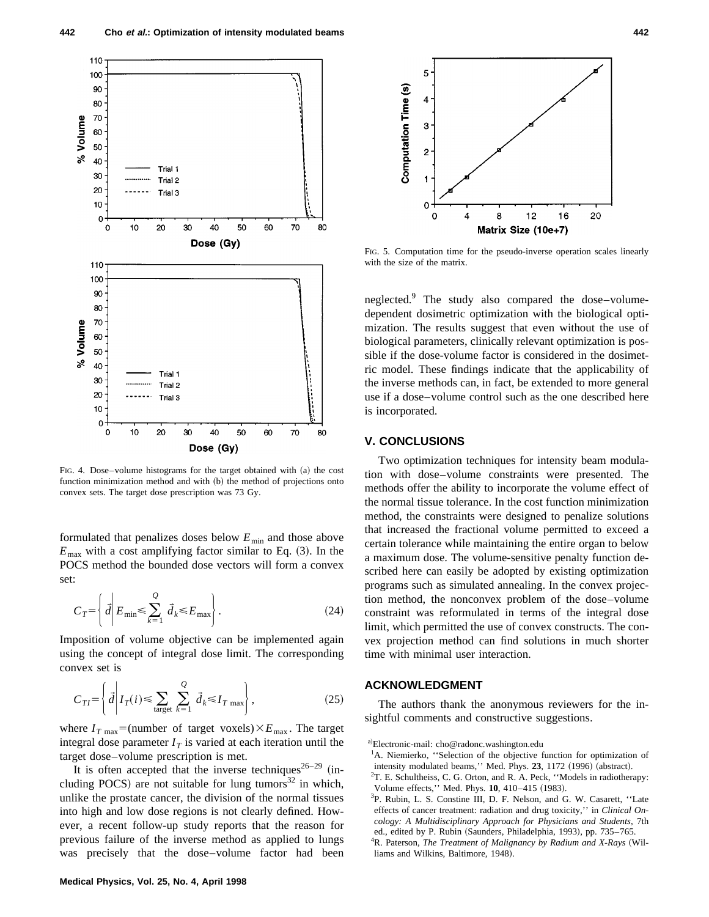FIG. 4. Dose–volume histograms for the target obtained with (a) the cost function minimization method and with (b) the method of projections onto convex sets. The target dose prescription was 73 Gy.

formulated that penalizes doses below $E_{\min}$ and those above $E_{\max}$ with a cost amplifying factor similar to Eq. (3). In the POCS method the bounded dose vectors will form a convex set:

$$C_T = \left\{ \vec{d} \,\middle|\, E_{\min} \leq \sum_{k=1}^{Q} \vec{d}_k \leq E_{\max} \right\}. \tag{24}$$

Imposition of volume objective can be implemented again using the concept of integral dose limit. The corresponding convex set is

$$C_{TI} = \left\{ \vec{d} \,\middle|\, I_T(i) \leq \sum_{\text{target}} \sum_{k=1}^{Q} \vec{d}_k \leq I_{T\max} \right\}, \tag{25}$$

where $I_{T\max}$=(number of target voxels)$\times E_{\max}$. The target integral dose parameter $I_T$ is varied at each iteration until the target dose–volume prescription is met.

It is often accepted that the inverse techniques[26–29] (including POCS) are not suitable for lung tumors[32] in which, unlike the prostate cancer, the division of the normal tissues into high and low dose regions is not clearly defined. However, a recent follow-up study reports that the reason for previous failure of the inverse method as applied to lungs was precisely that the dose–volume factor had been neglected.[9] The study also compared the dose–volume-dependent dosimetric optimization with the biological optimization. The results suggest that even without the use of biological parameters, clinically relevant optimization is possible if the dose-volume factor is considered in the dosimetric model. These findings indicate that the applicability of the inverse methods can, in fact, be extended to more general use if a dose–volume control such as the one described here is incorporated.

FIG. 5. Computation time for the pseudo-inverse operation scales linearly with the size of the matrix.

## V. CONCLUSIONS

Two optimization techniques for intensity beam modulation with dose–volume constraints were presented. The methods offer the ability to incorporate the volume effect of the normal tissue tolerance. In the cost function minimization method, the constraints were designed to penalize solutions that increased the fractional volume permitted to exceed a certain tolerance while maintaining the entire organ to below a maximum dose. The volume-sensitive penalty function described here can easily be adopted by existing optimization programs such as simulated annealing. In the convex projection method, the nonconvex problem of the dose–volume constraint was reformulated in terms of the integral dose limit, which permitted the use of convex constructs. The convex projection method can find solutions in much shorter time with minimal user interaction.

## ACKNOWLEDGMENT

The authors thank the anonymous reviewers for the insightful comments and constructive suggestions.

[a]Electronic-mail: cho@radonc.washington.edu

[1]A. Niemierko, ''Selection of the objective function for optimization of intensity modulated beams,'' Med. Phys. **23**, 1172 (1996) (abstract).

[2]T. E. Schultheiss, C. G. Orton, and R. A. Peck, ''Models in radiotherapy: Volume effects,'' Med. Phys. **10**, 410–415 (1983).

[3]P. Rubin, L. S. Constine III, D. F. Nelson, and G. W. Casarett, ''Late effects of cancer treatment: radiation and drug toxicity,'' in *Clinical Oncology: A Multidisciplinary Approach for Physicians and Students*, 7th ed., edited by P. Rubin (Saunders, Philadelphia, 1993), pp. 735–765.

[4]R. Paterson, *The Treatment of Malignancy by Radium and X-Rays* (Williams and Wilkins, Baltimore, 1948).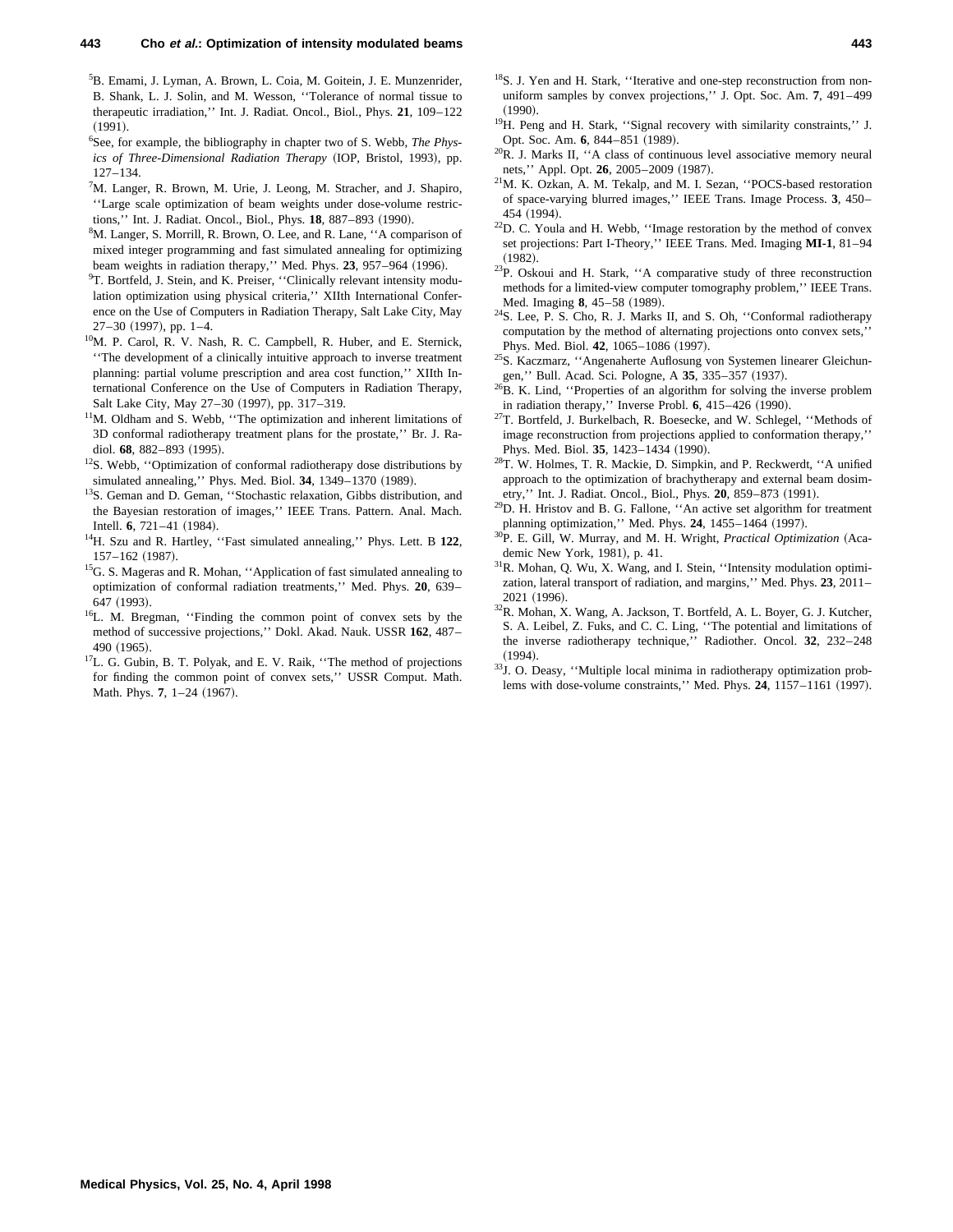[5]B. Emami, J. Lyman, A. Brown, L. Coia, M. Goitein, J. E. Munzenrider, B. Shank, L. J. Solin, and M. Wesson, ''Tolerance of normal tissue to therapeutic irradiation,'' Int. J. Radiat. Oncol., Biol., Phys. **21**, 109–122 (1991).

[6]See, for example, the bibliography in chapter two of S. Webb, *The Physics of Three-Dimensional Radiation Therapy* (IOP, Bristol, 1993), pp. 127–134.

[7]M. Langer, R. Brown, M. Urie, J. Leong, M. Stracher, and J. Shapiro, ''Large scale optimization of beam weights under dose-volume restrictions,'' Int. J. Radiat. Oncol., Biol., Phys. **18**, 887–893 (1990).

[8]M. Langer, S. Morrill, R. Brown, O. Lee, and R. Lane, ''A comparison of mixed integer programming and fast simulated annealing for optimizing beam weights in radiation therapy,'' Med. Phys. **23**, 957–964 (1996).

[9]T. Bortfeld, J. Stein, and K. Preiser, ''Clinically relevant intensity modulation optimization using physical criteria,'' XIIth International Conference on the Use of Computers in Radiation Therapy, Salt Lake City, May 27–30 (1997), pp. 1–4.

[10]M. P. Carol, R. V. Nash, R. C. Campbell, R. Huber, and E. Sternick, ''The development of a clinically intuitive approach to inverse treatment planning: partial volume prescription and area cost function,'' XIIth International Conference on the Use of Computers in Radiation Therapy, Salt Lake City, May 27–30 (1997), pp. 317–319.

[11]M. Oldham and S. Webb, ''The optimization and inherent limitations of 3D conformal radiotherapy treatment plans for the prostate,'' Br. J. Radiol. **68**, 882–893 (1995).

[12]S. Webb, ''Optimization of conformal radiotherapy dose distributions by simulated annealing,'' Phys. Med. Biol. **34**, 1349–1370 (1989).

[13]S. Geman and D. Geman, ''Stochastic relaxation, Gibbs distribution, and the Bayesian restoration of images,'' IEEE Trans. Pattern. Anal. Mach. Intell. **6**, 721–41 (1984).

[14]H. Szu and R. Hartley, ''Fast simulated annealing,'' Phys. Lett. B **122**, 157–162 (1987).

[15]G. S. Mageras and R. Mohan, ''Application of fast simulated annealing to optimization of conformal radiation treatments,'' Med. Phys. **20**, 639–647 (1993).

[16]L. M. Bregman, ''Finding the common point of convex sets by the method of successive projections,'' Dokl. Akad. Nauk. USSR **162**, 487–490 (1965).

[17]L. G. Gubin, B. T. Polyak, and E. V. Raik, ''The method of projections for finding the common point of convex sets,'' USSR Comput. Math. Math. Phys. **7**, 1–24 (1967).

[18]S. J. Yen and H. Stark, ''Iterative and one-step reconstruction from nonuniform samples by convex projections,'' J. Opt. Soc. Am. **7**, 491–499 (1990).

[19]H. Peng and H. Stark, ''Signal recovery with similarity constraints,'' J. Opt. Soc. Am. **6**, 844–851 (1989).

[20]R. J. Marks II, ''A class of continuous level associative memory neural nets,'' Appl. Opt. **26**, 2005–2009 (1987).

[21]M. K. Ozkan, A. M. Tekalp, and M. I. Sezan, ''POCS-based restoration of space-varying blurred images,'' IEEE Trans. Image Process. **3**, 450–454 (1994).

[22]D. C. Youla and H. Webb, ''Image restoration by the method of convex set projections: Part I-Theory,'' IEEE Trans. Med. Imaging **MI-1**, 81–94 (1982).

[23]P. Oskoui and H. Stark, ''A comparative study of three reconstruction methods for a limited-view computer tomography problem,'' IEEE Trans. Med. Imaging **8**, 45–58 (1989).

[24]S. Lee, P. S. Cho, R. J. Marks II, and S. Oh, ''Conformal radiotherapy computation by the method of alternating projections onto convex sets,'' Phys. Med. Biol. **42**, 1065–1086 (1997).

[25]S. Kaczmarz, ''Angenaherte Auflosung von Systemen linearer Gleichungen,'' Bull. Acad. Sci. Pologne, A **35**, 335–357 (1937).

[26]B. K. Lind, ''Properties of an algorithm for solving the inverse problem in radiation therapy,'' Inverse Probl. **6**, 415–426 (1990).

[27]T. Bortfeld, J. Burkelbach, R. Boesecke, and W. Schlegel, ''Methods of image reconstruction from projections applied to conformation therapy,'' Phys. Med. Biol. **35**, 1423–1434 (1990).

[28]T. W. Holmes, T. R. Mackie, D. Simpkin, and P. Reckwerdt, ''A unified approach to the optimization of brachytherapy and external beam dosimetry,'' Int. J. Radiat. Oncol., Biol., Phys. **20**, 859–873 (1991).

[29]D. H. Hristov and B. G. Fallone, ''An active set algorithm for treatment planning optimization,'' Med. Phys. **24**, 1455–1464 (1997).

[30]P. E. Gill, W. Murray, and M. H. Wright, *Practical Optimization* (Academic New York, 1981), p. 41.

[31]R. Mohan, Q. Wu, X. Wang, and I. Stein, ''Intensity modulation optimization, lateral transport of radiation, and margins,'' Med. Phys. **23**, 2011–2021 (1996).

[32]R. Mohan, X. Wang, A. Jackson, T. Bortfeld, A. L. Boyer, G. J. Kutcher, S. A. Leibel, Z. Fuks, and C. C. Ling, ''The potential and limitations of the inverse radiotherapy technique,'' Radiother. Oncol. **32**, 232–248 (1994).

[33]J. O. Deasy, ''Multiple local minima in radiotherapy optimization problems with dose-volume constraints,'' Med. Phys. **24**, 1157–1161 (1997).